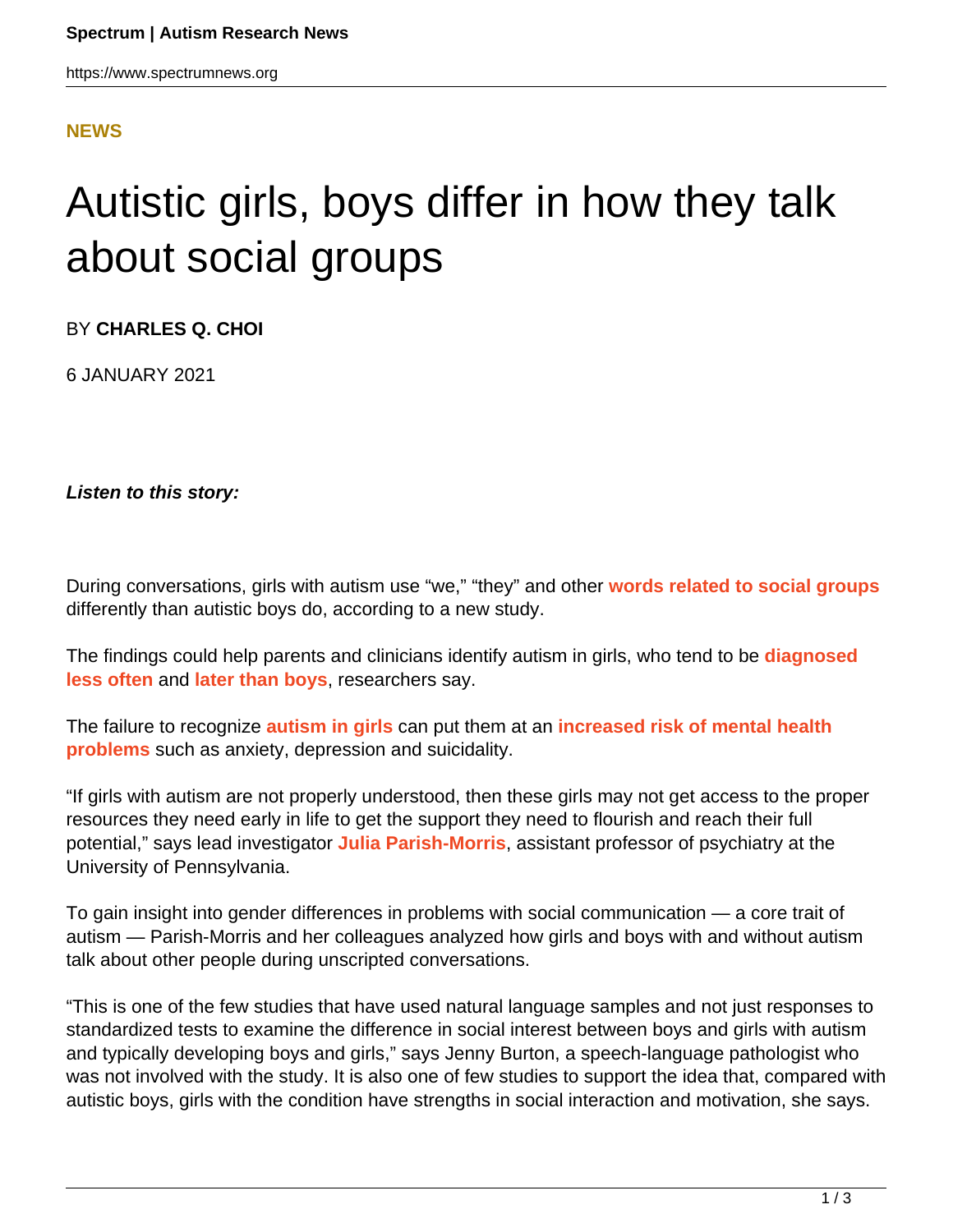**NEWS**

# Autistic girls, boys differ in how they talk about social groups

BY **CHARLES Q. CHOI**

6 JANUARY 2021

***Listen to this story:***

During conversations, girls with autism use "we," "they" and other **words related to social groups** differently than autistic boys do, according to a new study.

The findings could help parents and clinicians identify autism in girls, who tend to be **diagnosed less often** and **later than boys**, researchers say.

The failure to recognize **autism in girls** can put them at an **increased risk of mental health problems** such as anxiety, depression and suicidality.

"If girls with autism are not properly understood, then these girls may not get access to the proper resources they need early in life to get the support they need to flourish and reach their full potential," says lead investigator **Julia Parish-Morris**, assistant professor of psychiatry at the University of Pennsylvania.

To gain insight into gender differences in problems with social communication — a core trait of autism — Parish-Morris and her colleagues analyzed how girls and boys with and without autism talk about other people during unscripted conversations.

"This is one of the few studies that have used natural language samples and not just responses to standardized tests to examine the difference in social interest between boys and girls with autism and typically developing boys and girls," says Jenny Burton, a speech-language pathologist who was not involved with the study. It is also one of few studies to support the idea that, compared with autistic boys, girls with the condition have strengths in social interaction and motivation, she says.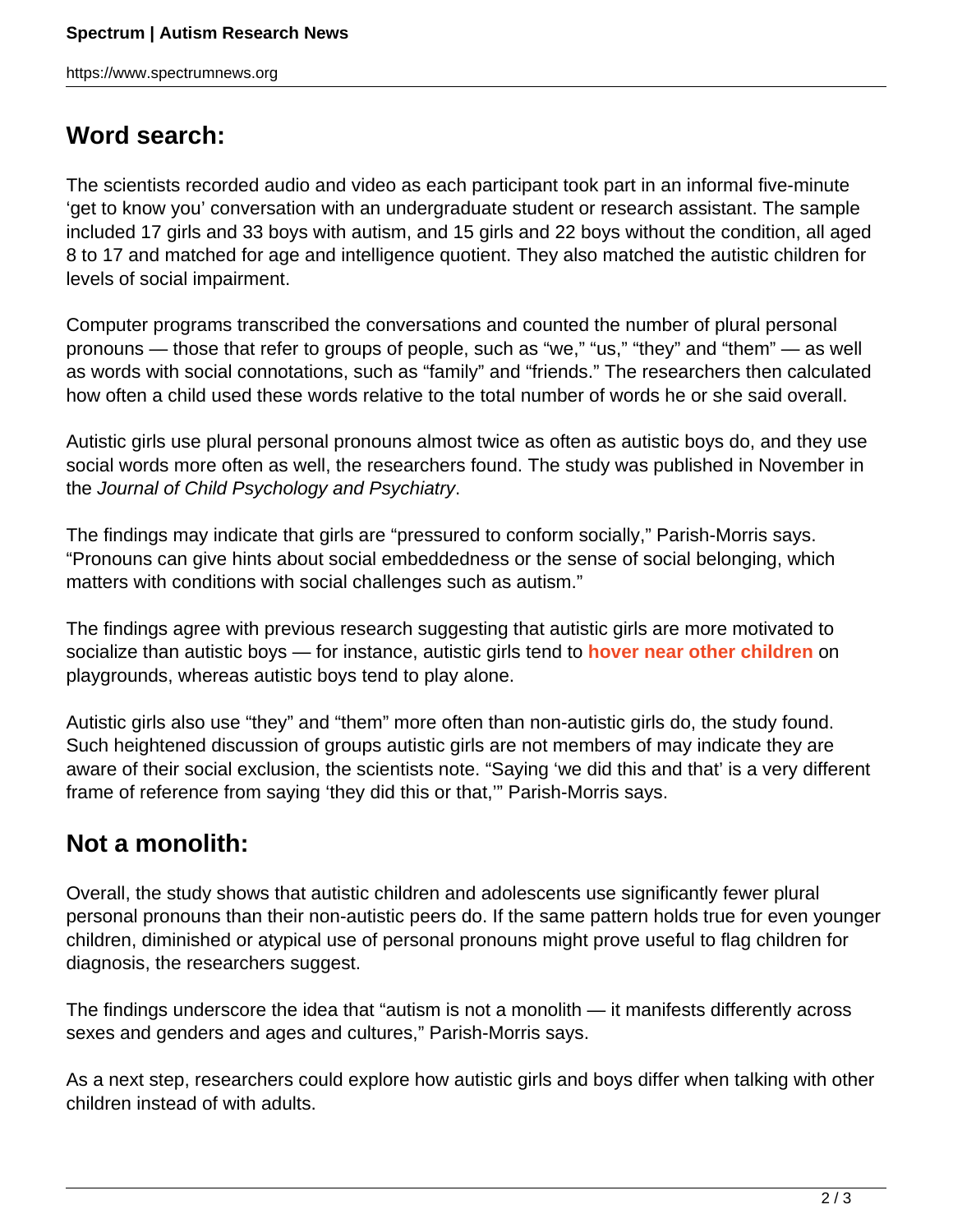## Word search:

The scientists recorded audio and video as each participant took part in an informal five-minute ‘get to know you’ conversation with an undergraduate student or research assistant. The sample included 17 girls and 33 boys with autism, and 15 girls and 22 boys without the condition, all aged 8 to 17 and matched for age and intelligence quotient. They also matched the autistic children for levels of social impairment.

Computer programs transcribed the conversations and counted the number of plural personal pronouns — those that refer to groups of people, such as “we,” “us,” “they” and “them” — as well as words with social connotations, such as “family” and “friends.” The researchers then calculated how often a child used these words relative to the total number of words he or she said overall.

Autistic girls use plural personal pronouns almost twice as often as autistic boys do, and they use social words more often as well, the researchers found. The study was published in November in the *Journal of Child Psychology and Psychiatry*.

The findings may indicate that girls are “pressured to conform socially,” Parish-Morris says. “Pronouns can give hints about social embeddedness or the sense of social belonging, which matters with conditions with social challenges such as autism.”

The findings agree with previous research suggesting that autistic girls are more motivated to socialize than autistic boys — for instance, autistic girls tend to **hover near other children** on playgrounds, whereas autistic boys tend to play alone.

Autistic girls also use “they” and “them” more often than non-autistic girls do, the study found. Such heightened discussion of groups autistic girls are not members of may indicate they are aware of their social exclusion, the scientists note. “Saying ‘we did this and that’ is a very different frame of reference from saying ‘they did this or that,’” Parish-Morris says.

## Not a monolith:

Overall, the study shows that autistic children and adolescents use significantly fewer plural personal pronouns than their non-autistic peers do. If the same pattern holds true for even younger children, diminished or atypical use of personal pronouns might prove useful to flag children for diagnosis, the researchers suggest.

The findings underscore the idea that “autism is not a monolith — it manifests differently across sexes and genders and ages and cultures,” Parish-Morris says.

As a next step, researchers could explore how autistic girls and boys differ when talking with other children instead of with adults.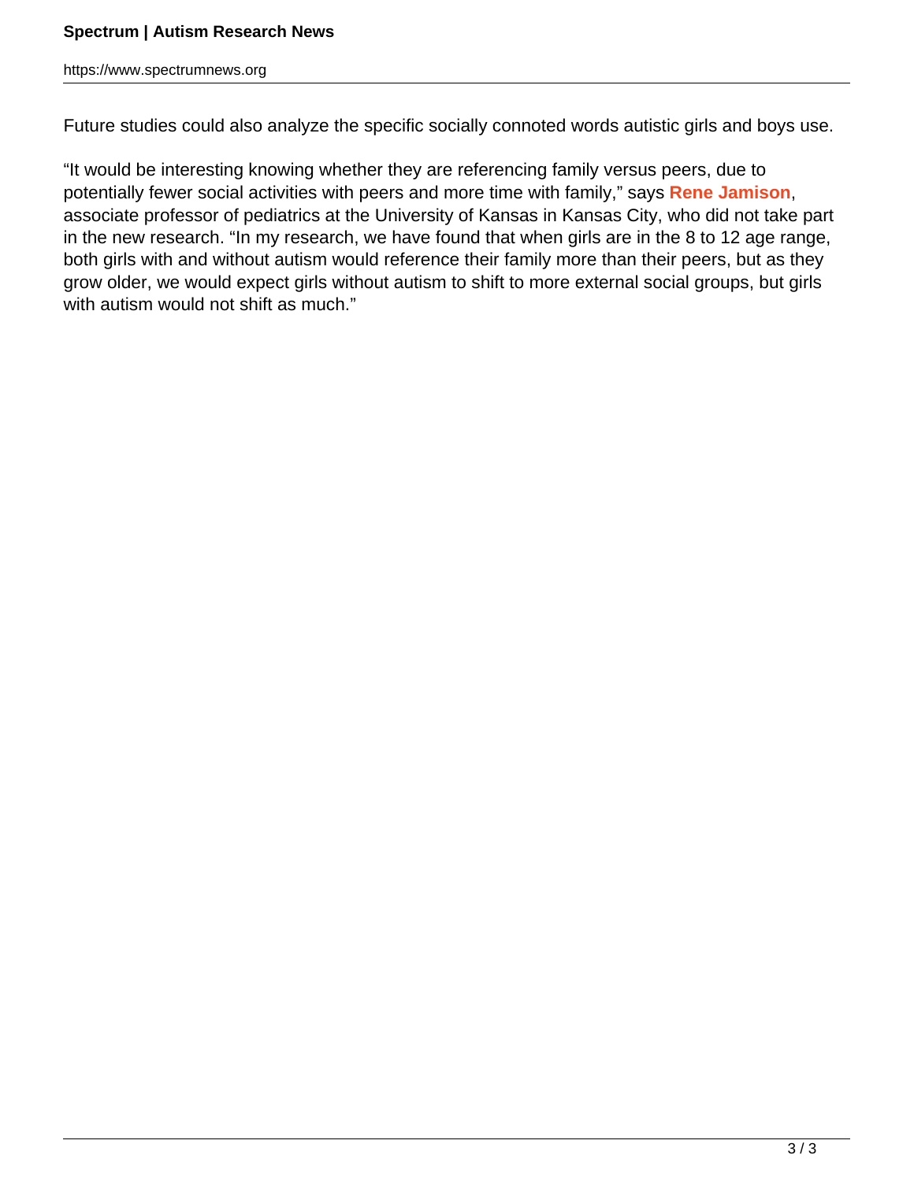Future studies could also analyze the specific socially connoted words autistic girls and boys use.

“It would be interesting knowing whether they are referencing family versus peers, due to potentially fewer social activities with peers and more time with family,” says **Rene Jamison**, associate professor of pediatrics at the University of Kansas in Kansas City, who did not take part in the new research. “In my research, we have found that when girls are in the 8 to 12 age range, both girls with and without autism would reference their family more than their peers, but as they grow older, we would expect girls without autism to shift to more external social groups, but girls with autism would not shift as much.”